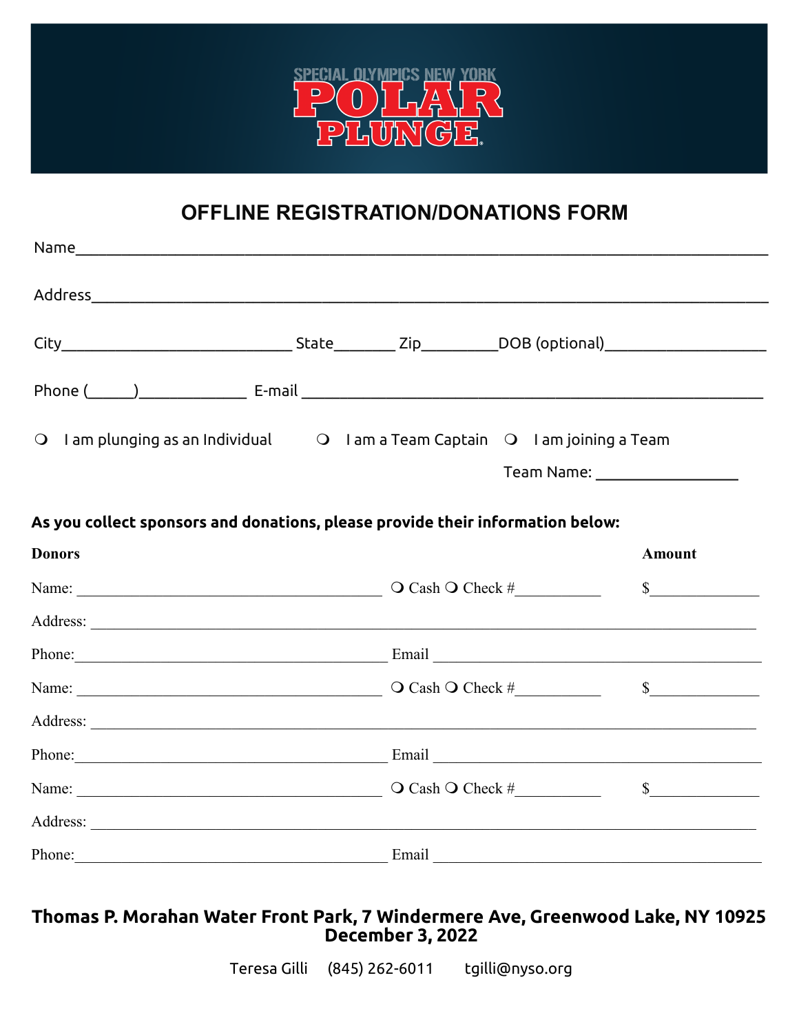SPECIAL OLYMPICS NEW YORK

# POLAR PLUNGE

## OFFLINE REGISTRATION/DONATIONS FORM

Name_______________________________________________________________________

Address_____________________________________________________________________

City___________________________ State_______ Zip_________DOB (optional)___________________

Phone (_____)_____________ E-mail _______________________________________________

❍ I am plunging as an Individual ❍ I am a Team Captain ❍ I am joining a Team

Team Name: _________________

**As you collect sponsors and donations, please provide their information below:**

**Donors** **Amount**

Name: ________________________________________ ❍ Cash ❍ Check #__________ $_____________

Address: _______________________________________________________________________

Phone:_________________________________________ Email _____________________________________

Name: ________________________________________ ❍ Cash ❍ Check #__________ $_____________

Address: _______________________________________________________________________

Phone:_________________________________________ Email _____________________________________

Name: ________________________________________ ❍ Cash ❍ Check #__________ $_____________

Address: _______________________________________________________________________

Phone:_________________________________________ Email _____________________________________

**Thomas P. Morahan Water Front Park, 7 Windermere Ave, Greenwood Lake, NY 10925**
**December 3, 2022**

Teresa Gilli (845) 262-6011 tgilli@nyso.org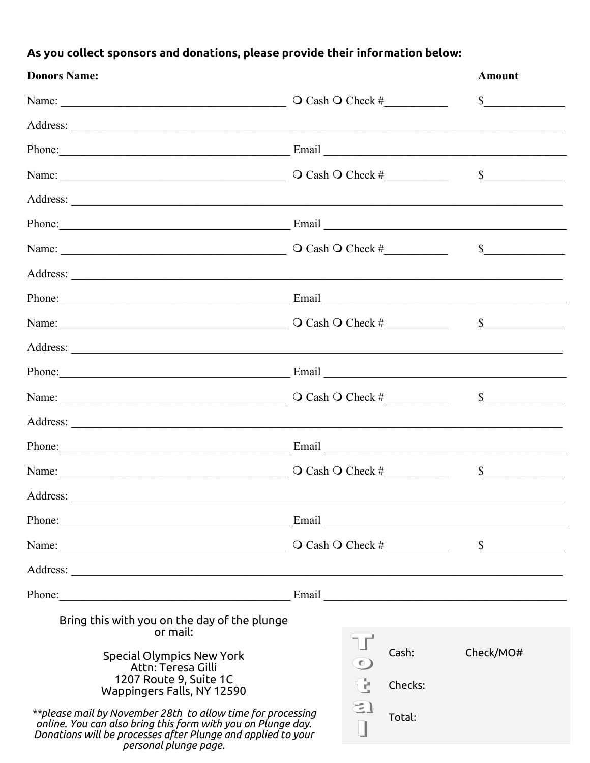**As you collect sponsors and donations, please provide their information below:**

**Donors Name:** **Amount**

Name: ________________________________________ ❍ Cash ❍ Check #__________ $_____________

Address: ______________________________________________________________________________

Phone:________________________________________ Email ________________________________________

Name: ________________________________________ ❍ Cash ❍ Check #__________ $_____________

Address: ______________________________________________________________________________

Phone:________________________________________ Email ________________________________________

Name: ________________________________________ ❍ Cash ❍ Check #__________ $_____________

Address: ______________________________________________________________________________

Phone:________________________________________ Email ________________________________________

Name: ________________________________________ ❍ Cash ❍ Check #__________ $_____________

Address: ______________________________________________________________________________

Phone:________________________________________ Email ________________________________________

Name: ________________________________________ ❍ Cash ❍ Check #__________ $_____________

Address: ______________________________________________________________________________

Phone:________________________________________ Email ________________________________________

Name: ________________________________________ ❍ Cash ❍ Check #__________ $_____________

Address: ______________________________________________________________________________

Phone:________________________________________ Email ________________________________________

Name: ________________________________________ ❍ Cash ❍ Check #__________ $_____________

Address: ______________________________________________________________________________

Phone:________________________________________ Email ________________________________________

Bring this with you on the day of the plunge or mail:

Special Olympics New York
Attn: Teresa Gilli
1207 Route 9, Suite 1C
Wappingers Falls, NY 12590

*\*\*please mail by November 28th to allow time for processing online. You can also bring this form with you on Plunge day. Donations will be processes after Plunge and applied to your personal plunge page.*

**Total**

Cash: Check/MO#

Checks:

Total: